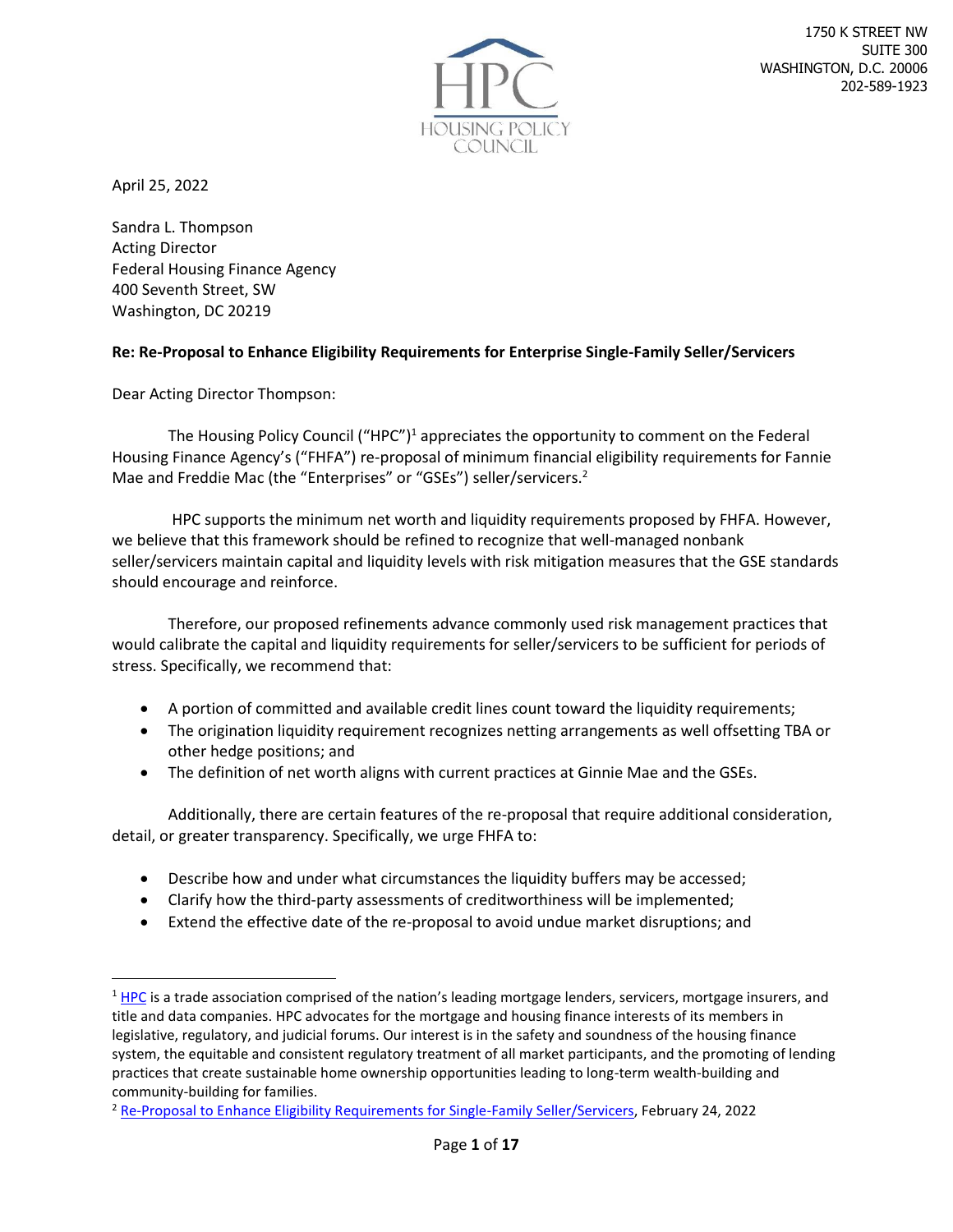HPC
HOUSING POLICY COUNCIL

1750 K STREET NW
SUITE 300
WASHINGTON, D.C. 20006
202-589-1923

April 25, 2022

Sandra L. Thompson
Acting Director
Federal Housing Finance Agency
400 Seventh Street, SW
Washington, DC 20219

**Re: Re-Proposal to Enhance Eligibility Requirements for Enterprise Single-Family Seller/Servicers**

Dear Acting Director Thompson:

The Housing Policy Council ("HPC")[1] appreciates the opportunity to comment on the Federal Housing Finance Agency's ("FHFA") re-proposal of minimum financial eligibility requirements for Fannie Mae and Freddie Mac (the "Enterprises" or "GSEs") seller/servicers.[2]

HPC supports the minimum net worth and liquidity requirements proposed by FHFA. However, we believe that this framework should be refined to recognize that well-managed nonbank seller/servicers maintain capital and liquidity levels with risk mitigation measures that the GSE standards should encourage and reinforce.

Therefore, our proposed refinements advance commonly used risk management practices that would calibrate the capital and liquidity requirements for seller/servicers to be sufficient for periods of stress. Specifically, we recommend that:

- A portion of committed and available credit lines count toward the liquidity requirements;
- The origination liquidity requirement recognizes netting arrangements as well offsetting TBA or other hedge positions; and
- The definition of net worth aligns with current practices at Ginnie Mae and the GSEs.

Additionally, there are certain features of the re-proposal that require additional consideration, detail, or greater transparency. Specifically, we urge FHFA to:

- Describe how and under what circumstances the liquidity buffers may be accessed;
- Clarify how the third-party assessments of creditworthiness will be implemented;
- Extend the effective date of the re-proposal to avoid undue market disruptions; and

---

[1] HPC is a trade association comprised of the nation's leading mortgage lenders, servicers, mortgage insurers, and title and data companies. HPC advocates for the mortgage and housing finance interests of its members in legislative, regulatory, and judicial forums. Our interest is in the safety and soundness of the housing finance system, the equitable and consistent regulatory treatment of all market participants, and the promoting of lending practices that create sustainable home ownership opportunities leading to long-term wealth-building and community-building for families.

[2] Re-Proposal to Enhance Eligibility Requirements for Single-Family Seller/Servicers, February 24, 2022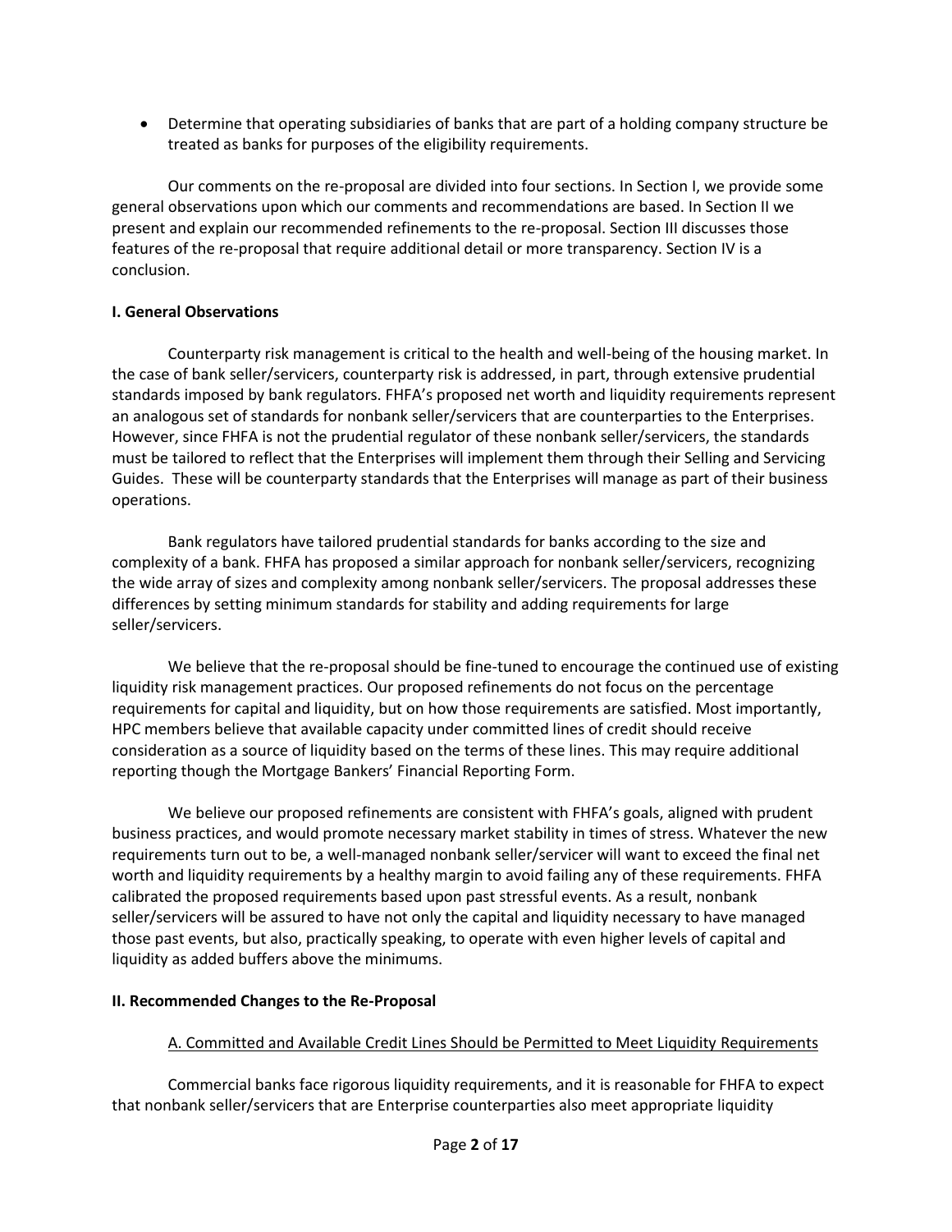- Determine that operating subsidiaries of banks that are part of a holding company structure be treated as banks for purposes of the eligibility requirements.

Our comments on the re-proposal are divided into four sections. In Section I, we provide some general observations upon which our comments and recommendations are based. In Section II we present and explain our recommended refinements to the re-proposal. Section III discusses those features of the re-proposal that require additional detail or more transparency. Section IV is a conclusion.

## I. General Observations

Counterparty risk management is critical to the health and well-being of the housing market. In the case of bank seller/servicers, counterparty risk is addressed, in part, through extensive prudential standards imposed by bank regulators. FHFA's proposed net worth and liquidity requirements represent an analogous set of standards for nonbank seller/servicers that are counterparties to the Enterprises. However, since FHFA is not the prudential regulator of these nonbank seller/servicers, the standards must be tailored to reflect that the Enterprises will implement them through their Selling and Servicing Guides. These will be counterparty standards that the Enterprises will manage as part of their business operations.

Bank regulators have tailored prudential standards for banks according to the size and complexity of a bank. FHFA has proposed a similar approach for nonbank seller/servicers, recognizing the wide array of sizes and complexity among nonbank seller/servicers. The proposal addresses these differences by setting minimum standards for stability and adding requirements for large seller/servicers.

We believe that the re-proposal should be fine-tuned to encourage the continued use of existing liquidity risk management practices. Our proposed refinements do not focus on the percentage requirements for capital and liquidity, but on how those requirements are satisfied. Most importantly, HPC members believe that available capacity under committed lines of credit should receive consideration as a source of liquidity based on the terms of these lines. This may require additional reporting though the Mortgage Bankers' Financial Reporting Form.

We believe our proposed refinements are consistent with FHFA's goals, aligned with prudent business practices, and would promote necessary market stability in times of stress. Whatever the new requirements turn out to be, a well-managed nonbank seller/servicer will want to exceed the final net worth and liquidity requirements by a healthy margin to avoid failing any of these requirements. FHFA calibrated the proposed requirements based upon past stressful events. As a result, nonbank seller/servicers will be assured to have not only the capital and liquidity necessary to have managed those past events, but also, practically speaking, to operate with even higher levels of capital and liquidity as added buffers above the minimums.

## II. Recommended Changes to the Re-Proposal

### A. Committed and Available Credit Lines Should be Permitted to Meet Liquidity Requirements

Commercial banks face rigorous liquidity requirements, and it is reasonable for FHFA to expect that nonbank seller/servicers that are Enterprise counterparties also meet appropriate liquidity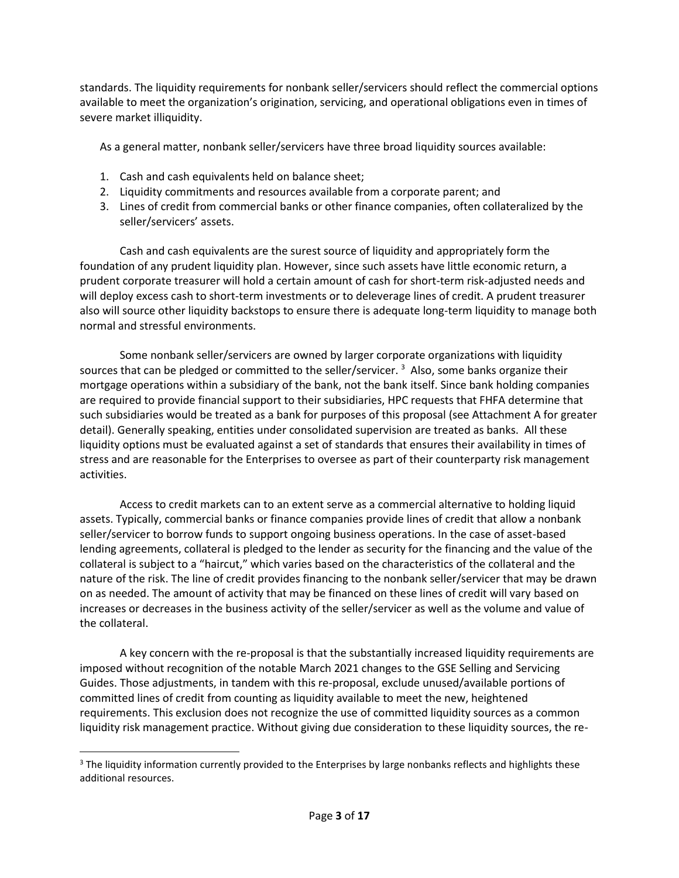standards. The liquidity requirements for nonbank seller/servicers should reflect the commercial options available to meet the organization's origination, servicing, and operational obligations even in times of severe market illiquidity.

As a general matter, nonbank seller/servicers have three broad liquidity sources available:

1. Cash and cash equivalents held on balance sheet;
2. Liquidity commitments and resources available from a corporate parent; and
3. Lines of credit from commercial banks or other finance companies, often collateralized by the seller/servicers' assets.

Cash and cash equivalents are the surest source of liquidity and appropriately form the foundation of any prudent liquidity plan. However, since such assets have little economic return, a prudent corporate treasurer will hold a certain amount of cash for short-term risk-adjusted needs and will deploy excess cash to short-term investments or to deleverage lines of credit. A prudent treasurer also will source other liquidity backstops to ensure there is adequate long-term liquidity to manage both normal and stressful environments.

Some nonbank seller/servicers are owned by larger corporate organizations with liquidity sources that can be pledged or committed to the seller/servicer. [3] Also, some banks organize their mortgage operations within a subsidiary of the bank, not the bank itself. Since bank holding companies are required to provide financial support to their subsidiaries, HPC requests that FHFA determine that such subsidiaries would be treated as a bank for purposes of this proposal (see Attachment A for greater detail). Generally speaking, entities under consolidated supervision are treated as banks. All these liquidity options must be evaluated against a set of standards that ensures their availability in times of stress and are reasonable for the Enterprises to oversee as part of their counterparty risk management activities.

Access to credit markets can to an extent serve as a commercial alternative to holding liquid assets. Typically, commercial banks or finance companies provide lines of credit that allow a nonbank seller/servicer to borrow funds to support ongoing business operations. In the case of asset-based lending agreements, collateral is pledged to the lender as security for the financing and the value of the collateral is subject to a "haircut," which varies based on the characteristics of the collateral and the nature of the risk. The line of credit provides financing to the nonbank seller/servicer that may be drawn on as needed. The amount of activity that may be financed on these lines of credit will vary based on increases or decreases in the business activity of the seller/servicer as well as the volume and value of the collateral.

A key concern with the re-proposal is that the substantially increased liquidity requirements are imposed without recognition of the notable March 2021 changes to the GSE Selling and Servicing Guides. Those adjustments, in tandem with this re-proposal, exclude unused/available portions of committed lines of credit from counting as liquidity available to meet the new, heightened requirements. This exclusion does not recognize the use of committed liquidity sources as a common liquidity risk management practice. Without giving due consideration to these liquidity sources, the re-

[3] The liquidity information currently provided to the Enterprises by large nonbanks reflects and highlights these additional resources.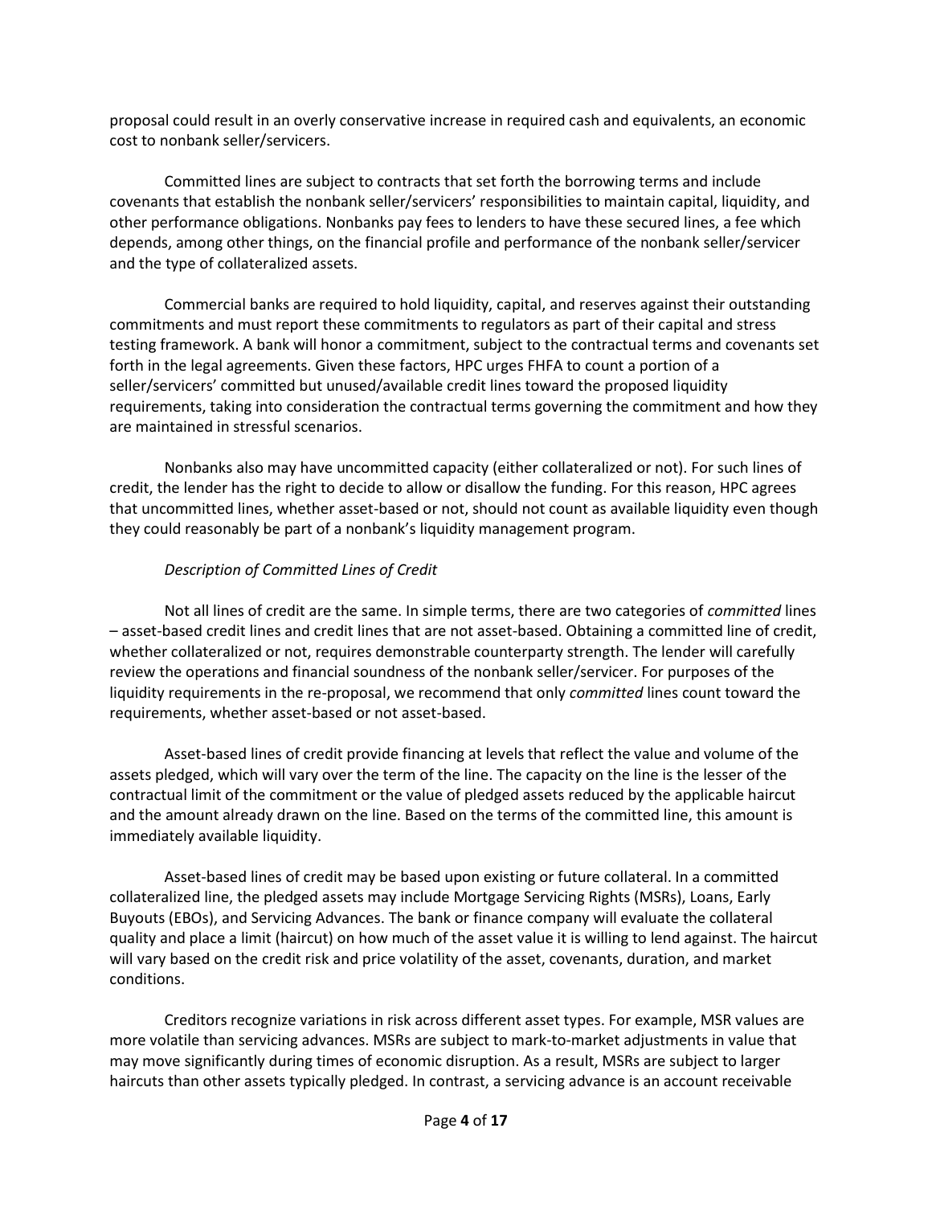proposal could result in an overly conservative increase in required cash and equivalents, an economic cost to nonbank seller/servicers.

Committed lines are subject to contracts that set forth the borrowing terms and include covenants that establish the nonbank seller/servicers' responsibilities to maintain capital, liquidity, and other performance obligations. Nonbanks pay fees to lenders to have these secured lines, a fee which depends, among other things, on the financial profile and performance of the nonbank seller/servicer and the type of collateralized assets.

Commercial banks are required to hold liquidity, capital, and reserves against their outstanding commitments and must report these commitments to regulators as part of their capital and stress testing framework. A bank will honor a commitment, subject to the contractual terms and covenants set forth in the legal agreements. Given these factors, HPC urges FHFA to count a portion of a seller/servicers' committed but unused/available credit lines toward the proposed liquidity requirements, taking into consideration the contractual terms governing the commitment and how they are maintained in stressful scenarios.

Nonbanks also may have uncommitted capacity (either collateralized or not). For such lines of credit, the lender has the right to decide to allow or disallow the funding. For this reason, HPC agrees that uncommitted lines, whether asset-based or not, should not count as available liquidity even though they could reasonably be part of a nonbank's liquidity management program.

*Description of Committed Lines of Credit*

Not all lines of credit are the same. In simple terms, there are two categories of *committed* lines – asset-based credit lines and credit lines that are not asset-based. Obtaining a committed line of credit, whether collateralized or not, requires demonstrable counterparty strength. The lender will carefully review the operations and financial soundness of the nonbank seller/servicer. For purposes of the liquidity requirements in the re-proposal, we recommend that only *committed* lines count toward the requirements, whether asset-based or not asset-based.

Asset-based lines of credit provide financing at levels that reflect the value and volume of the assets pledged, which will vary over the term of the line. The capacity on the line is the lesser of the contractual limit of the commitment or the value of pledged assets reduced by the applicable haircut and the amount already drawn on the line. Based on the terms of the committed line, this amount is immediately available liquidity.

Asset-based lines of credit may be based upon existing or future collateral. In a committed collateralized line, the pledged assets may include Mortgage Servicing Rights (MSRs), Loans, Early Buyouts (EBOs), and Servicing Advances. The bank or finance company will evaluate the collateral quality and place a limit (haircut) on how much of the asset value it is willing to lend against. The haircut will vary based on the credit risk and price volatility of the asset, covenants, duration, and market conditions.

Creditors recognize variations in risk across different asset types. For example, MSR values are more volatile than servicing advances. MSRs are subject to mark-to-market adjustments in value that may move significantly during times of economic disruption. As a result, MSRs are subject to larger haircuts than other assets typically pledged. In contrast, a servicing advance is an account receivable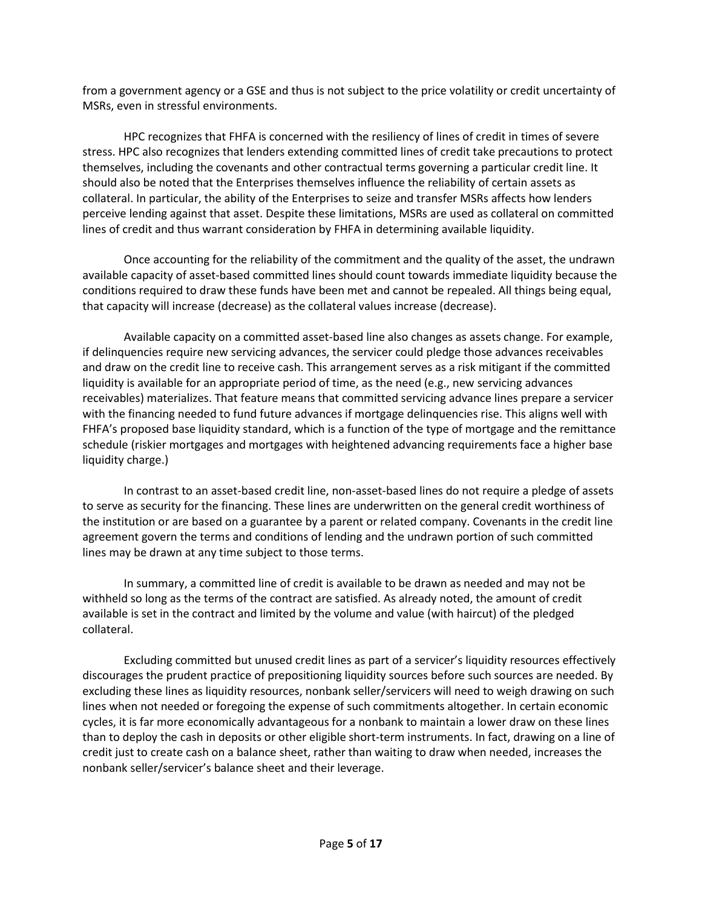from a government agency or a GSE and thus is not subject to the price volatility or credit uncertainty of MSRs, even in stressful environments.

HPC recognizes that FHFA is concerned with the resiliency of lines of credit in times of severe stress. HPC also recognizes that lenders extending committed lines of credit take precautions to protect themselves, including the covenants and other contractual terms governing a particular credit line. It should also be noted that the Enterprises themselves influence the reliability of certain assets as collateral. In particular, the ability of the Enterprises to seize and transfer MSRs affects how lenders perceive lending against that asset. Despite these limitations, MSRs are used as collateral on committed lines of credit and thus warrant consideration by FHFA in determining available liquidity.

Once accounting for the reliability of the commitment and the quality of the asset, the undrawn available capacity of asset-based committed lines should count towards immediate liquidity because the conditions required to draw these funds have been met and cannot be repealed. All things being equal, that capacity will increase (decrease) as the collateral values increase (decrease).

Available capacity on a committed asset-based line also changes as assets change. For example, if delinquencies require new servicing advances, the servicer could pledge those advances receivables and draw on the credit line to receive cash. This arrangement serves as a risk mitigant if the committed liquidity is available for an appropriate period of time, as the need (e.g., new servicing advances receivables) materializes. That feature means that committed servicing advance lines prepare a servicer with the financing needed to fund future advances if mortgage delinquencies rise. This aligns well with FHFA's proposed base liquidity standard, which is a function of the type of mortgage and the remittance schedule (riskier mortgages and mortgages with heightened advancing requirements face a higher base liquidity charge.)

In contrast to an asset-based credit line, non-asset-based lines do not require a pledge of assets to serve as security for the financing. These lines are underwritten on the general credit worthiness of the institution or are based on a guarantee by a parent or related company. Covenants in the credit line agreement govern the terms and conditions of lending and the undrawn portion of such committed lines may be drawn at any time subject to those terms.

In summary, a committed line of credit is available to be drawn as needed and may not be withheld so long as the terms of the contract are satisfied. As already noted, the amount of credit available is set in the contract and limited by the volume and value (with haircut) of the pledged collateral.

Excluding committed but unused credit lines as part of a servicer's liquidity resources effectively discourages the prudent practice of prepositioning liquidity sources before such sources are needed. By excluding these lines as liquidity resources, nonbank seller/servicers will need to weigh drawing on such lines when not needed or foregoing the expense of such commitments altogether. In certain economic cycles, it is far more economically advantageous for a nonbank to maintain a lower draw on these lines than to deploy the cash in deposits or other eligible short-term instruments. In fact, drawing on a line of credit just to create cash on a balance sheet, rather than waiting to draw when needed, increases the nonbank seller/servicer's balance sheet and their leverage.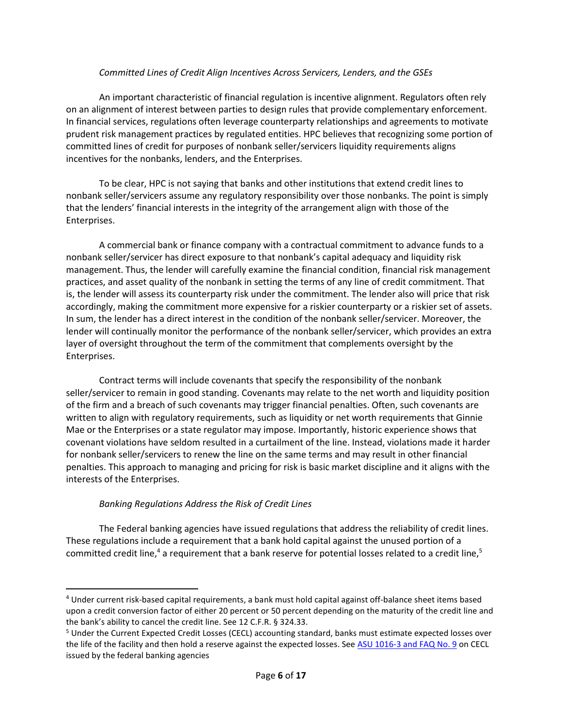*Committed Lines of Credit Align Incentives Across Servicers, Lenders, and the GSEs*

An important characteristic of financial regulation is incentive alignment. Regulators often rely on an alignment of interest between parties to design rules that provide complementary enforcement. In financial services, regulations often leverage counterparty relationships and agreements to motivate prudent risk management practices by regulated entities. HPC believes that recognizing some portion of committed lines of credit for purposes of nonbank seller/servicers liquidity requirements aligns incentives for the nonbanks, lenders, and the Enterprises.

To be clear, HPC is not saying that banks and other institutions that extend credit lines to nonbank seller/servicers assume any regulatory responsibility over those nonbanks. The point is simply that the lenders' financial interests in the integrity of the arrangement align with those of the Enterprises.

A commercial bank or finance company with a contractual commitment to advance funds to a nonbank seller/servicer has direct exposure to that nonbank's capital adequacy and liquidity risk management. Thus, the lender will carefully examine the financial condition, financial risk management practices, and asset quality of the nonbank in setting the terms of any line of credit commitment. That is, the lender will assess its counterparty risk under the commitment. The lender also will price that risk accordingly, making the commitment more expensive for a riskier counterparty or a riskier set of assets. In sum, the lender has a direct interest in the condition of the nonbank seller/servicer. Moreover, the lender will continually monitor the performance of the nonbank seller/servicer, which provides an extra layer of oversight throughout the term of the commitment that complements oversight by the Enterprises.

Contract terms will include covenants that specify the responsibility of the nonbank seller/servicer to remain in good standing. Covenants may relate to the net worth and liquidity position of the firm and a breach of such covenants may trigger financial penalties. Often, such covenants are written to align with regulatory requirements, such as liquidity or net worth requirements that Ginnie Mae or the Enterprises or a state regulator may impose. Importantly, historic experience shows that covenant violations have seldom resulted in a curtailment of the line. Instead, violations made it harder for nonbank seller/servicers to renew the line on the same terms and may result in other financial penalties. This approach to managing and pricing for risk is basic market discipline and it aligns with the interests of the Enterprises.

*Banking Regulations Address the Risk of Credit Lines*

The Federal banking agencies have issued regulations that address the reliability of credit lines. These regulations include a requirement that a bank hold capital against the unused portion of a committed credit line,[4] a requirement that a bank reserve for potential losses related to a credit line,[5]

---

[4] Under current risk-based capital requirements, a bank must hold capital against off-balance sheet items based upon a credit conversion factor of either 20 percent or 50 percent depending on the maturity of the credit line and the bank's ability to cancel the credit line. See 12 C.F.R. § 324.33.

[5] Under the Current Expected Credit Losses (CECL) accounting standard, banks must estimate expected losses over the life of the facility and then hold a reserve against the expected losses. See [ASU 1016-3 and FAQ No. 9] on CECL issued by the federal banking agencies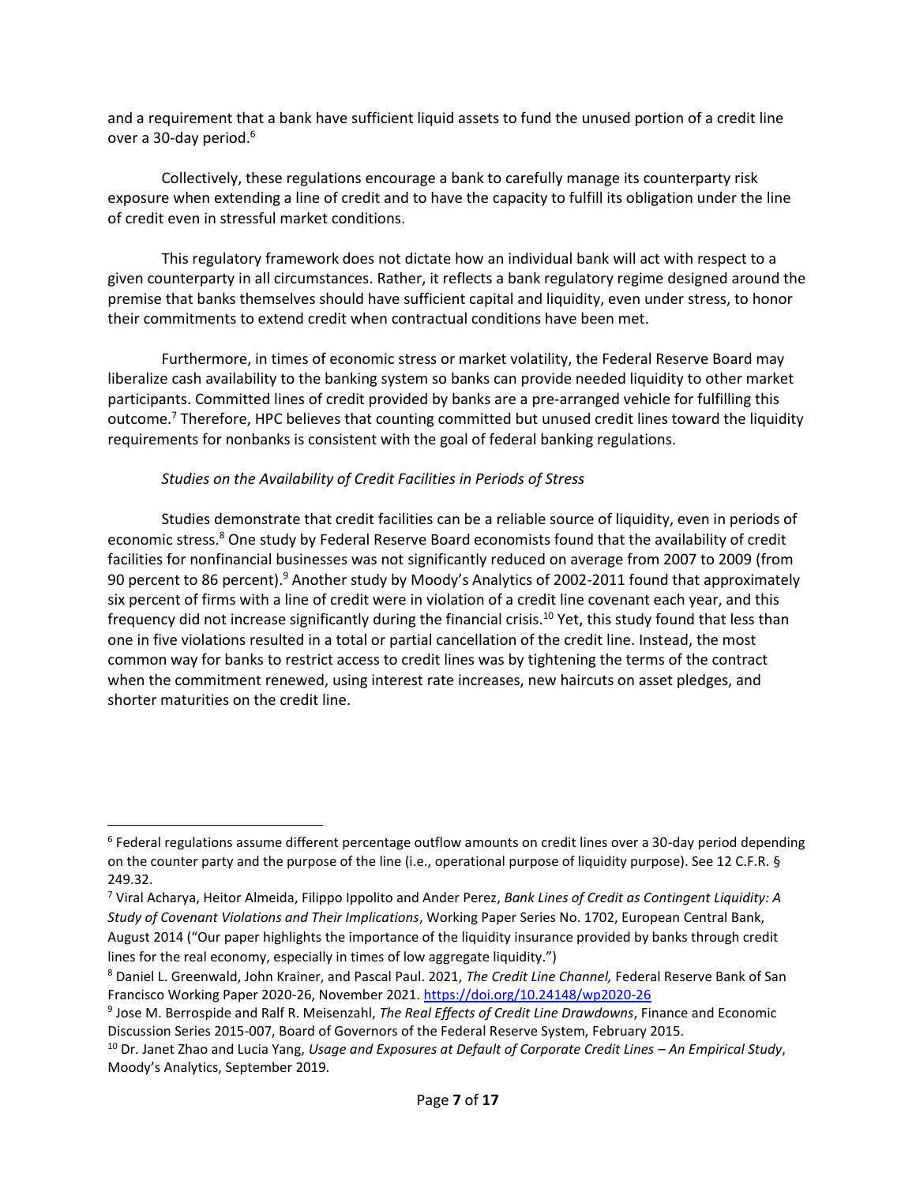and a requirement that a bank have sufficient liquid assets to fund the unused portion of a credit line over a 30-day period.[6]

Collectively, these regulations encourage a bank to carefully manage its counterparty risk exposure when extending a line of credit and to have the capacity to fulfill its obligation under the line of credit even in stressful market conditions.

This regulatory framework does not dictate how an individual bank will act with respect to a given counterparty in all circumstances. Rather, it reflects a bank regulatory regime designed around the premise that banks themselves should have sufficient capital and liquidity, even under stress, to honor their commitments to extend credit when contractual conditions have been met.

Furthermore, in times of economic stress or market volatility, the Federal Reserve Board may liberalize cash availability to the banking system so banks can provide needed liquidity to other market participants. Committed lines of credit provided by banks are a pre-arranged vehicle for fulfilling this outcome.[7] Therefore, HPC believes that counting committed but unused credit lines toward the liquidity requirements for nonbanks is consistent with the goal of federal banking regulations.

*Studies on the Availability of Credit Facilities in Periods of Stress*

Studies demonstrate that credit facilities can be a reliable source of liquidity, even in periods of economic stress.[8] One study by Federal Reserve Board economists found that the availability of credit facilities for nonfinancial businesses was not significantly reduced on average from 2007 to 2009 (from 90 percent to 86 percent).[9] Another study by Moody's Analytics of 2002-2011 found that approximately six percent of firms with a line of credit were in violation of a credit line covenant each year, and this frequency did not increase significantly during the financial crisis.[10] Yet, this study found that less than one in five violations resulted in a total or partial cancellation of the credit line. Instead, the most common way for banks to restrict access to credit lines was by tightening the terms of the contract when the commitment renewed, using interest rate increases, new haircuts on asset pledges, and shorter maturities on the credit line.

---

[6] Federal regulations assume different percentage outflow amounts on credit lines over a 30-day period depending on the counter party and the purpose of the line (i.e., operational purpose of liquidity purpose). See 12 C.F.R. § 249.32.

[7] Viral Acharya, Heitor Almeida, Filippo Ippolito and Ander Perez, *Bank Lines of Credit as Contingent Liquidity: A Study of Covenant Violations and Their Implications*, Working Paper Series No. 1702, European Central Bank, August 2014 ("Our paper highlights the importance of the liquidity insurance provided by banks through credit lines for the real economy, especially in times of low aggregate liquidity.")

[8] Daniel L. Greenwald, John Krainer, and Pascal Paul. 2021, *The Credit Line Channel,* Federal Reserve Bank of San Francisco Working Paper 2020-26, November 2021. https://doi.org/10.24148/wp2020-26

[9] Jose M. Berrospide and Ralf R. Meisenzahl, *The Real Effects of Credit Line Drawdowns*, Finance and Economic Discussion Series 2015-007, Board of Governors of the Federal Reserve System, February 2015.

[10] Dr. Janet Zhao and Lucia Yang, *Usage and Exposures at Default of Corporate Credit Lines – An Empirical Study*, Moody's Analytics, September 2019.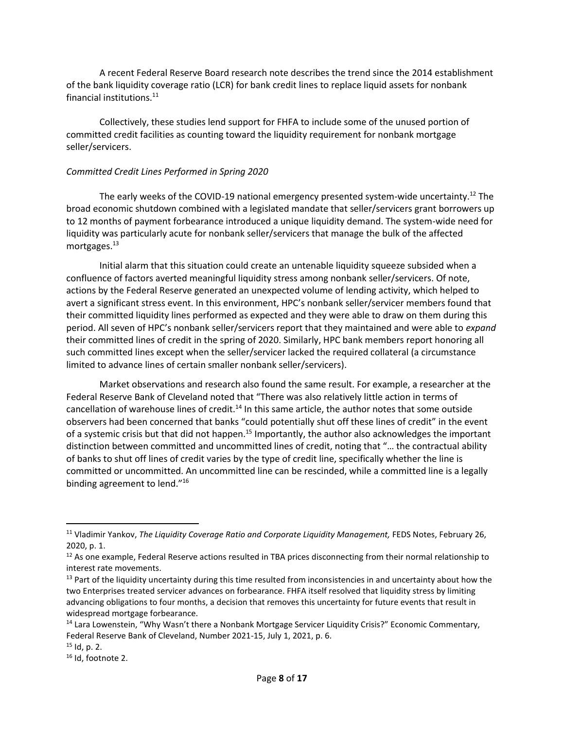A recent Federal Reserve Board research note describes the trend since the 2014 establishment of the bank liquidity coverage ratio (LCR) for bank credit lines to replace liquid assets for nonbank financial institutions.[11]

Collectively, these studies lend support for FHFA to include some of the unused portion of committed credit facilities as counting toward the liquidity requirement for nonbank mortgage seller/servicers.

*Committed Credit Lines Performed in Spring 2020*

The early weeks of the COVID-19 national emergency presented system-wide uncertainty.[12] The broad economic shutdown combined with a legislated mandate that seller/servicers grant borrowers up to 12 months of payment forbearance introduced a unique liquidity demand. The system-wide need for liquidity was particularly acute for nonbank seller/servicers that manage the bulk of the affected mortgages.[13]

Initial alarm that this situation could create an untenable liquidity squeeze subsided when a confluence of factors averted meaningful liquidity stress among nonbank seller/servicers. Of note, actions by the Federal Reserve generated an unexpected volume of lending activity, which helped to avert a significant stress event. In this environment, HPC's nonbank seller/servicer members found that their committed liquidity lines performed as expected and they were able to draw on them during this period. All seven of HPC's nonbank seller/servicers report that they maintained and were able to *expand* their committed lines of credit in the spring of 2020. Similarly, HPC bank members report honoring all such committed lines except when the seller/servicer lacked the required collateral (a circumstance limited to advance lines of certain smaller nonbank seller/servicers).

Market observations and research also found the same result. For example, a researcher at the Federal Reserve Bank of Cleveland noted that "There was also relatively little action in terms of cancellation of warehouse lines of credit.[14] In this same article, the author notes that some outside observers had been concerned that banks "could potentially shut off these lines of credit" in the event of a systemic crisis but that did not happen.[15] Importantly, the author also acknowledges the important distinction between committed and uncommitted lines of credit, noting that "… the contractual ability of banks to shut off lines of credit varies by the type of credit line, specifically whether the line is committed or uncommitted. An uncommitted line can be rescinded, while a committed line is a legally binding agreement to lend."[16]

---

[11] Vladimir Yankov, *The Liquidity Coverage Ratio and Corporate Liquidity Management,* FEDS Notes, February 26, 2020, p. 1.

[12] As one example, Federal Reserve actions resulted in TBA prices disconnecting from their normal relationship to interest rate movements.

[13] Part of the liquidity uncertainty during this time resulted from inconsistencies in and uncertainty about how the two Enterprises treated servicer advances on forbearance. FHFA itself resolved that liquidity stress by limiting advancing obligations to four months, a decision that removes this uncertainty for future events that result in widespread mortgage forbearance.

[14] Lara Lowenstein, "Why Wasn't there a Nonbank Mortgage Servicer Liquidity Crisis?" Economic Commentary, Federal Reserve Bank of Cleveland, Number 2021-15, July 1, 2021, p. 6.

[15] Id, p. 2.

[16] Id, footnote 2.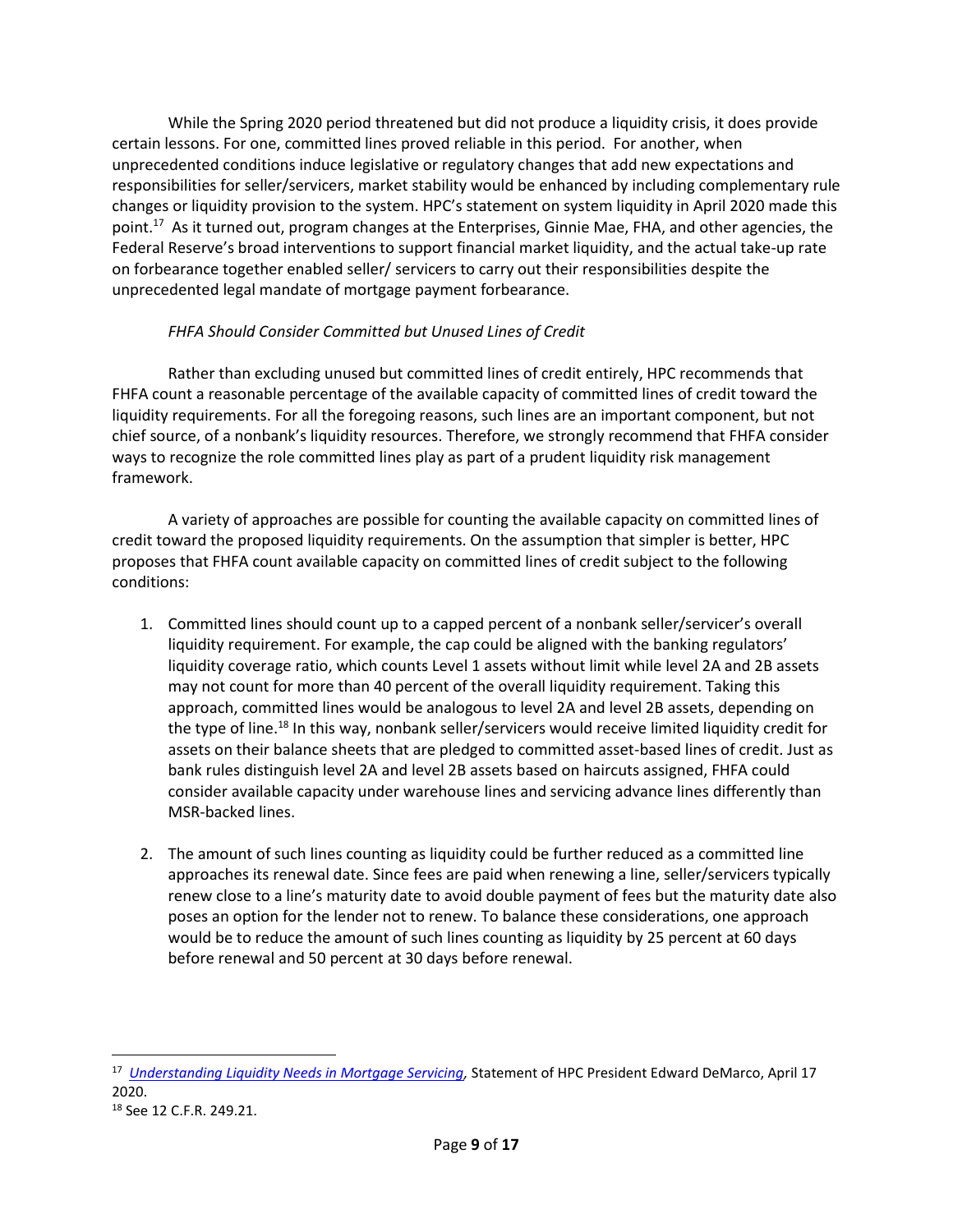While the Spring 2020 period threatened but did not produce a liquidity crisis, it does provide certain lessons. For one, committed lines proved reliable in this period. For another, when unprecedented conditions induce legislative or regulatory changes that add new expectations and responsibilities for seller/servicers, market stability would be enhanced by including complementary rule changes or liquidity provision to the system. HPC's statement on system liquidity in April 2020 made this point.[17] As it turned out, program changes at the Enterprises, Ginnie Mae, FHA, and other agencies, the Federal Reserve's broad interventions to support financial market liquidity, and the actual take-up rate on forbearance together enabled seller/ servicers to carry out their responsibilities despite the unprecedented legal mandate of mortgage payment forbearance.

*FHFA Should Consider Committed but Unused Lines of Credit*

Rather than excluding unused but committed lines of credit entirely, HPC recommends that FHFA count a reasonable percentage of the available capacity of committed lines of credit toward the liquidity requirements. For all the foregoing reasons, such lines are an important component, but not chief source, of a nonbank's liquidity resources. Therefore, we strongly recommend that FHFA consider ways to recognize the role committed lines play as part of a prudent liquidity risk management framework.

A variety of approaches are possible for counting the available capacity on committed lines of credit toward the proposed liquidity requirements. On the assumption that simpler is better, HPC proposes that FHFA count available capacity on committed lines of credit subject to the following conditions:

1. Committed lines should count up to a capped percent of a nonbank seller/servicer's overall liquidity requirement. For example, the cap could be aligned with the banking regulators' liquidity coverage ratio, which counts Level 1 assets without limit while level 2A and 2B assets may not count for more than 40 percent of the overall liquidity requirement. Taking this approach, committed lines would be analogous to level 2A and level 2B assets, depending on the type of line.[18] In this way, nonbank seller/servicers would receive limited liquidity credit for assets on their balance sheets that are pledged to committed asset-based lines of credit. Just as bank rules distinguish level 2A and level 2B assets based on haircuts assigned, FHFA could consider available capacity under warehouse lines and servicing advance lines differently than MSR-backed lines.

2. The amount of such lines counting as liquidity could be further reduced as a committed line approaches its renewal date. Since fees are paid when renewing a line, seller/servicers typically renew close to a line's maturity date to avoid double payment of fees but the maturity date also poses an option for the lender not to renew. To balance these considerations, one approach would be to reduce the amount of such lines counting as liquidity by 25 percent at 60 days before renewal and 50 percent at 30 days before renewal.

---

[17] *Understanding Liquidity Needs in Mortgage Servicing*, Statement of HPC President Edward DeMarco, April 17 2020.

[18] See 12 C.F.R. 249.21.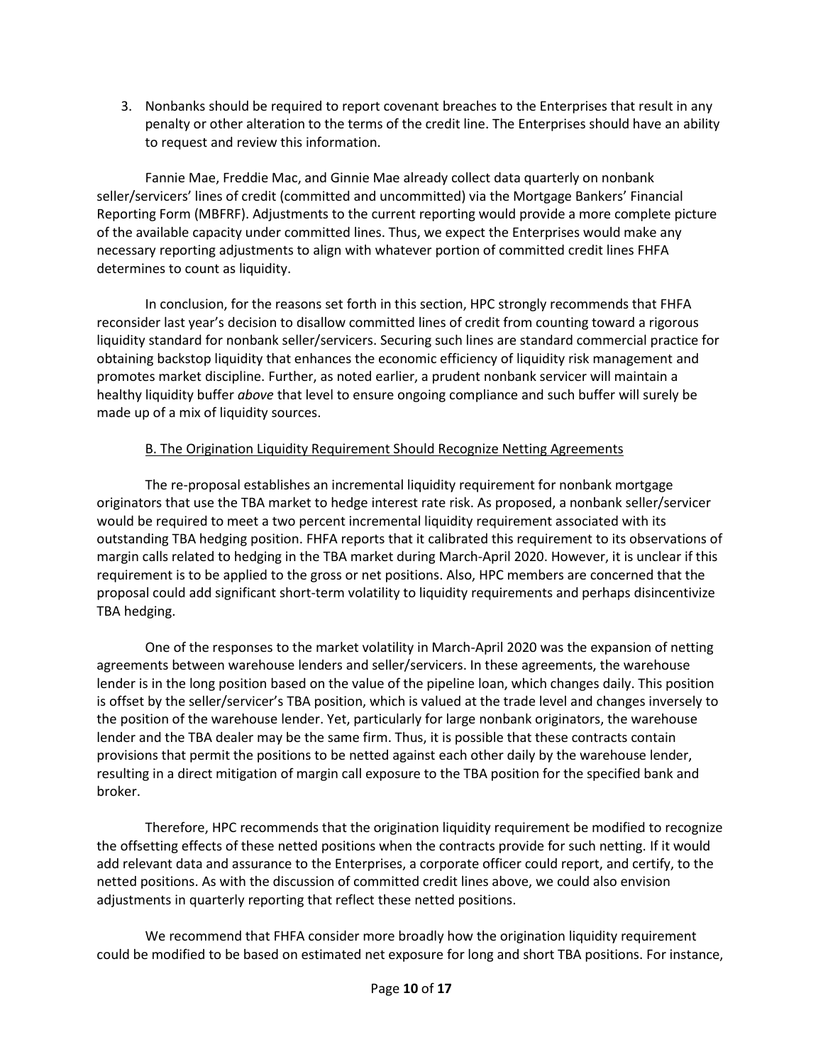3. Nonbanks should be required to report covenant breaches to the Enterprises that result in any penalty or other alteration to the terms of the credit line. The Enterprises should have an ability to request and review this information.

Fannie Mae, Freddie Mac, and Ginnie Mae already collect data quarterly on nonbank seller/servicers' lines of credit (committed and uncommitted) via the Mortgage Bankers' Financial Reporting Form (MBFRF). Adjustments to the current reporting would provide a more complete picture of the available capacity under committed lines. Thus, we expect the Enterprises would make any necessary reporting adjustments to align with whatever portion of committed credit lines FHFA determines to count as liquidity.

In conclusion, for the reasons set forth in this section, HPC strongly recommends that FHFA reconsider last year's decision to disallow committed lines of credit from counting toward a rigorous liquidity standard for nonbank seller/servicers. Securing such lines are standard commercial practice for obtaining backstop liquidity that enhances the economic efficiency of liquidity risk management and promotes market discipline. Further, as noted earlier, a prudent nonbank servicer will maintain a healthy liquidity buffer *above* that level to ensure ongoing compliance and such buffer will surely be made up of a mix of liquidity sources.

B. The Origination Liquidity Requirement Should Recognize Netting Agreements

The re-proposal establishes an incremental liquidity requirement for nonbank mortgage originators that use the TBA market to hedge interest rate risk. As proposed, a nonbank seller/servicer would be required to meet a two percent incremental liquidity requirement associated with its outstanding TBA hedging position. FHFA reports that it calibrated this requirement to its observations of margin calls related to hedging in the TBA market during March-April 2020. However, it is unclear if this requirement is to be applied to the gross or net positions. Also, HPC members are concerned that the proposal could add significant short-term volatility to liquidity requirements and perhaps disincentivize TBA hedging.

One of the responses to the market volatility in March-April 2020 was the expansion of netting agreements between warehouse lenders and seller/servicers. In these agreements, the warehouse lender is in the long position based on the value of the pipeline loan, which changes daily. This position is offset by the seller/servicer's TBA position, which is valued at the trade level and changes inversely to the position of the warehouse lender. Yet, particularly for large nonbank originators, the warehouse lender and the TBA dealer may be the same firm. Thus, it is possible that these contracts contain provisions that permit the positions to be netted against each other daily by the warehouse lender, resulting in a direct mitigation of margin call exposure to the TBA position for the specified bank and broker.

Therefore, HPC recommends that the origination liquidity requirement be modified to recognize the offsetting effects of these netted positions when the contracts provide for such netting. If it would add relevant data and assurance to the Enterprises, a corporate officer could report, and certify, to the netted positions. As with the discussion of committed credit lines above, we could also envision adjustments in quarterly reporting that reflect these netted positions.

We recommend that FHFA consider more broadly how the origination liquidity requirement could be modified to be based on estimated net exposure for long and short TBA positions. For instance,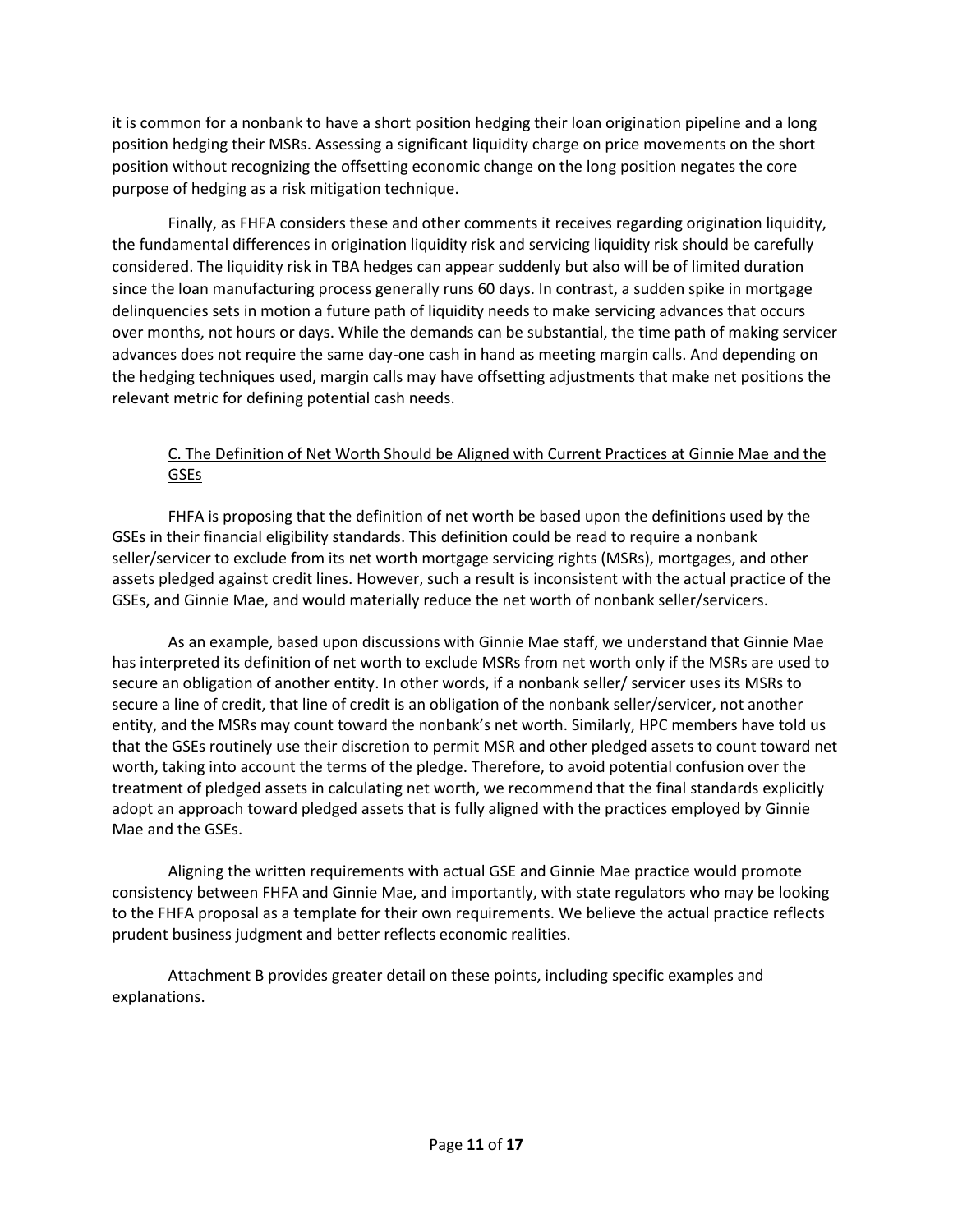it is common for a nonbank to have a short position hedging their loan origination pipeline and a long position hedging their MSRs. Assessing a significant liquidity charge on price movements on the short position without recognizing the offsetting economic change on the long position negates the core purpose of hedging as a risk mitigation technique.

Finally, as FHFA considers these and other comments it receives regarding origination liquidity, the fundamental differences in origination liquidity risk and servicing liquidity risk should be carefully considered. The liquidity risk in TBA hedges can appear suddenly but also will be of limited duration since the loan manufacturing process generally runs 60 days. In contrast, a sudden spike in mortgage delinquencies sets in motion a future path of liquidity needs to make servicing advances that occurs over months, not hours or days. While the demands can be substantial, the time path of making servicer advances does not require the same day-one cash in hand as meeting margin calls. And depending on the hedging techniques used, margin calls may have offsetting adjustments that make net positions the relevant metric for defining potential cash needs.

### C. The Definition of Net Worth Should be Aligned with Current Practices at Ginnie Mae and the GSEs

FHFA is proposing that the definition of net worth be based upon the definitions used by the GSEs in their financial eligibility standards. This definition could be read to require a nonbank seller/servicer to exclude from its net worth mortgage servicing rights (MSRs), mortgages, and other assets pledged against credit lines. However, such a result is inconsistent with the actual practice of the GSEs, and Ginnie Mae, and would materially reduce the net worth of nonbank seller/servicers.

As an example, based upon discussions with Ginnie Mae staff, we understand that Ginnie Mae has interpreted its definition of net worth to exclude MSRs from net worth only if the MSRs are used to secure an obligation of another entity. In other words, if a nonbank seller/ servicer uses its MSRs to secure a line of credit, that line of credit is an obligation of the nonbank seller/servicer, not another entity, and the MSRs may count toward the nonbank's net worth. Similarly, HPC members have told us that the GSEs routinely use their discretion to permit MSR and other pledged assets to count toward net worth, taking into account the terms of the pledge. Therefore, to avoid potential confusion over the treatment of pledged assets in calculating net worth, we recommend that the final standards explicitly adopt an approach toward pledged assets that is fully aligned with the practices employed by Ginnie Mae and the GSEs.

Aligning the written requirements with actual GSE and Ginnie Mae practice would promote consistency between FHFA and Ginnie Mae, and importantly, with state regulators who may be looking to the FHFA proposal as a template for their own requirements. We believe the actual practice reflects prudent business judgment and better reflects economic realities.

Attachment B provides greater detail on these points, including specific examples and explanations.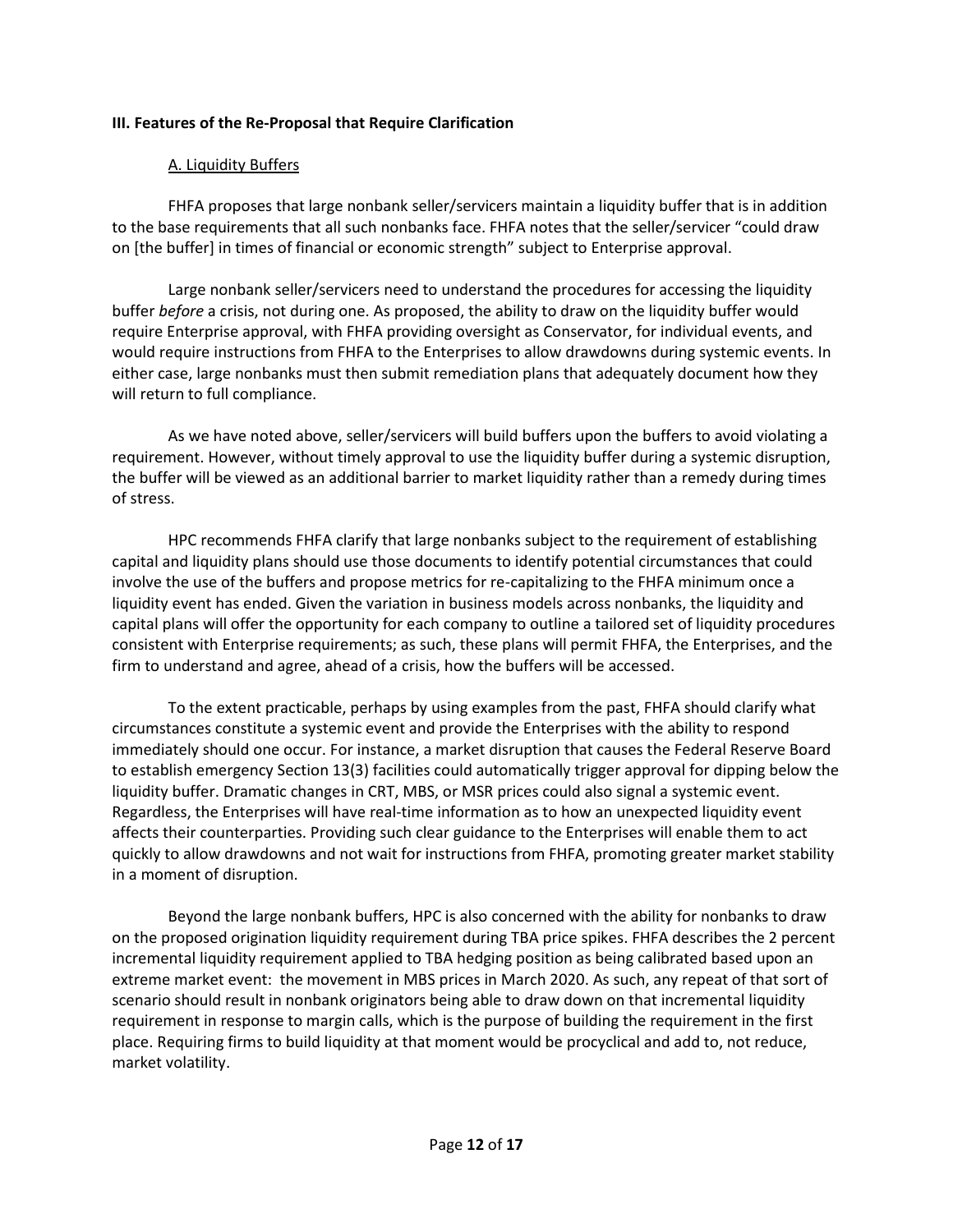**III. Features of the Re-Proposal that Require Clarification**

A. Liquidity Buffers

FHFA proposes that large nonbank seller/servicers maintain a liquidity buffer that is in addition to the base requirements that all such nonbanks face. FHFA notes that the seller/servicer "could draw on [the buffer] in times of financial or economic strength" subject to Enterprise approval.

Large nonbank seller/servicers need to understand the procedures for accessing the liquidity buffer *before* a crisis, not during one. As proposed, the ability to draw on the liquidity buffer would require Enterprise approval, with FHFA providing oversight as Conservator, for individual events, and would require instructions from FHFA to the Enterprises to allow drawdowns during systemic events. In either case, large nonbanks must then submit remediation plans that adequately document how they will return to full compliance.

As we have noted above, seller/servicers will build buffers upon the buffers to avoid violating a requirement. However, without timely approval to use the liquidity buffer during a systemic disruption, the buffer will be viewed as an additional barrier to market liquidity rather than a remedy during times of stress.

HPC recommends FHFA clarify that large nonbanks subject to the requirement of establishing capital and liquidity plans should use those documents to identify potential circumstances that could involve the use of the buffers and propose metrics for re-capitalizing to the FHFA minimum once a liquidity event has ended. Given the variation in business models across nonbanks, the liquidity and capital plans will offer the opportunity for each company to outline a tailored set of liquidity procedures consistent with Enterprise requirements; as such, these plans will permit FHFA, the Enterprises, and the firm to understand and agree, ahead of a crisis, how the buffers will be accessed.

To the extent practicable, perhaps by using examples from the past, FHFA should clarify what circumstances constitute a systemic event and provide the Enterprises with the ability to respond immediately should one occur. For instance, a market disruption that causes the Federal Reserve Board to establish emergency Section 13(3) facilities could automatically trigger approval for dipping below the liquidity buffer. Dramatic changes in CRT, MBS, or MSR prices could also signal a systemic event. Regardless, the Enterprises will have real-time information as to how an unexpected liquidity event affects their counterparties. Providing such clear guidance to the Enterprises will enable them to act quickly to allow drawdowns and not wait for instructions from FHFA, promoting greater market stability in a moment of disruption.

Beyond the large nonbank buffers, HPC is also concerned with the ability for nonbanks to draw on the proposed origination liquidity requirement during TBA price spikes. FHFA describes the 2 percent incremental liquidity requirement applied to TBA hedging position as being calibrated based upon an extreme market event: the movement in MBS prices in March 2020. As such, any repeat of that sort of scenario should result in nonbank originators being able to draw down on that incremental liquidity requirement in response to margin calls, which is the purpose of building the requirement in the first place. Requiring firms to build liquidity at that moment would be procyclical and add to, not reduce, market volatility.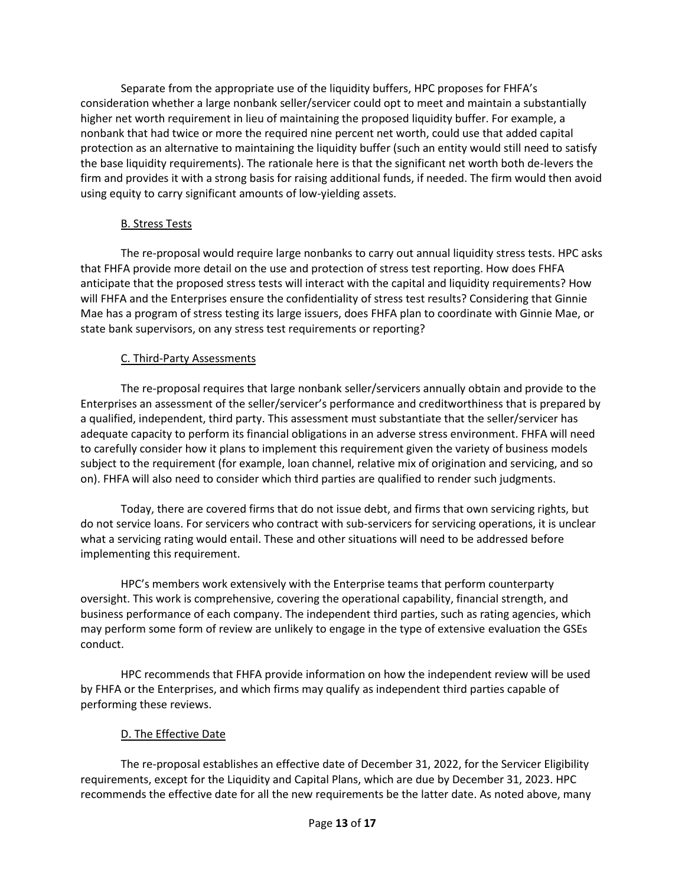Separate from the appropriate use of the liquidity buffers, HPC proposes for FHFA's consideration whether a large nonbank seller/servicer could opt to meet and maintain a substantially higher net worth requirement in lieu of maintaining the proposed liquidity buffer. For example, a nonbank that had twice or more the required nine percent net worth, could use that added capital protection as an alternative to maintaining the liquidity buffer (such an entity would still need to satisfy the base liquidity requirements). The rationale here is that the significant net worth both de-levers the firm and provides it with a strong basis for raising additional funds, if needed. The firm would then avoid using equity to carry significant amounts of low-yielding assets.

### B. Stress Tests

The re-proposal would require large nonbanks to carry out annual liquidity stress tests. HPC asks that FHFA provide more detail on the use and protection of stress test reporting. How does FHFA anticipate that the proposed stress tests will interact with the capital and liquidity requirements? How will FHFA and the Enterprises ensure the confidentiality of stress test results? Considering that Ginnie Mae has a program of stress testing its large issuers, does FHFA plan to coordinate with Ginnie Mae, or state bank supervisors, on any stress test requirements or reporting?

### C. Third-Party Assessments

The re-proposal requires that large nonbank seller/servicers annually obtain and provide to the Enterprises an assessment of the seller/servicer's performance and creditworthiness that is prepared by a qualified, independent, third party. This assessment must substantiate that the seller/servicer has adequate capacity to perform its financial obligations in an adverse stress environment. FHFA will need to carefully consider how it plans to implement this requirement given the variety of business models subject to the requirement (for example, loan channel, relative mix of origination and servicing, and so on). FHFA will also need to consider which third parties are qualified to render such judgments.

Today, there are covered firms that do not issue debt, and firms that own servicing rights, but do not service loans. For servicers who contract with sub-servicers for servicing operations, it is unclear what a servicing rating would entail. These and other situations will need to be addressed before implementing this requirement.

HPC's members work extensively with the Enterprise teams that perform counterparty oversight. This work is comprehensive, covering the operational capability, financial strength, and business performance of each company. The independent third parties, such as rating agencies, which may perform some form of review are unlikely to engage in the type of extensive evaluation the GSEs conduct.

HPC recommends that FHFA provide information on how the independent review will be used by FHFA or the Enterprises, and which firms may qualify as independent third parties capable of performing these reviews.

### D. The Effective Date

The re-proposal establishes an effective date of December 31, 2022, for the Servicer Eligibility requirements, except for the Liquidity and Capital Plans, which are due by December 31, 2023. HPC recommends the effective date for all the new requirements be the latter date. As noted above, many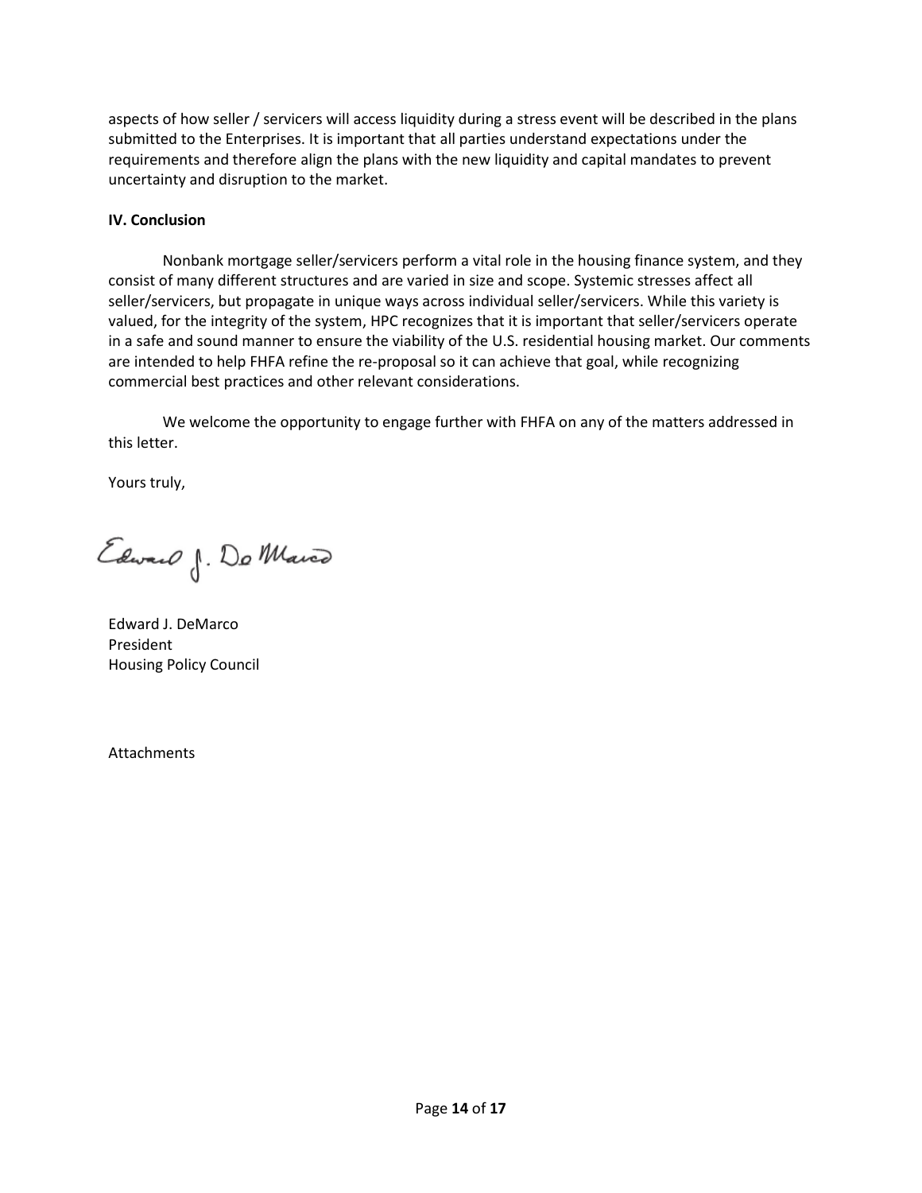aspects of how seller / servicers will access liquidity during a stress event will be described in the plans submitted to the Enterprises. It is important that all parties understand expectations under the requirements and therefore align the plans with the new liquidity and capital mandates to prevent uncertainty and disruption to the market.

**IV. Conclusion**

Nonbank mortgage seller/servicers perform a vital role in the housing finance system, and they consist of many different structures and are varied in size and scope. Systemic stresses affect all seller/servicers, but propagate in unique ways across individual seller/servicers. While this variety is valued, for the integrity of the system, HPC recognizes that it is important that seller/servicers operate in a safe and sound manner to ensure the viability of the U.S. residential housing market. Our comments are intended to help FHFA refine the re-proposal so it can achieve that goal, while recognizing commercial best practices and other relevant considerations.

We welcome the opportunity to engage further with FHFA on any of the matters addressed in this letter.

Yours truly,

Edward J. DeMarco
President
Housing Policy Council

Attachments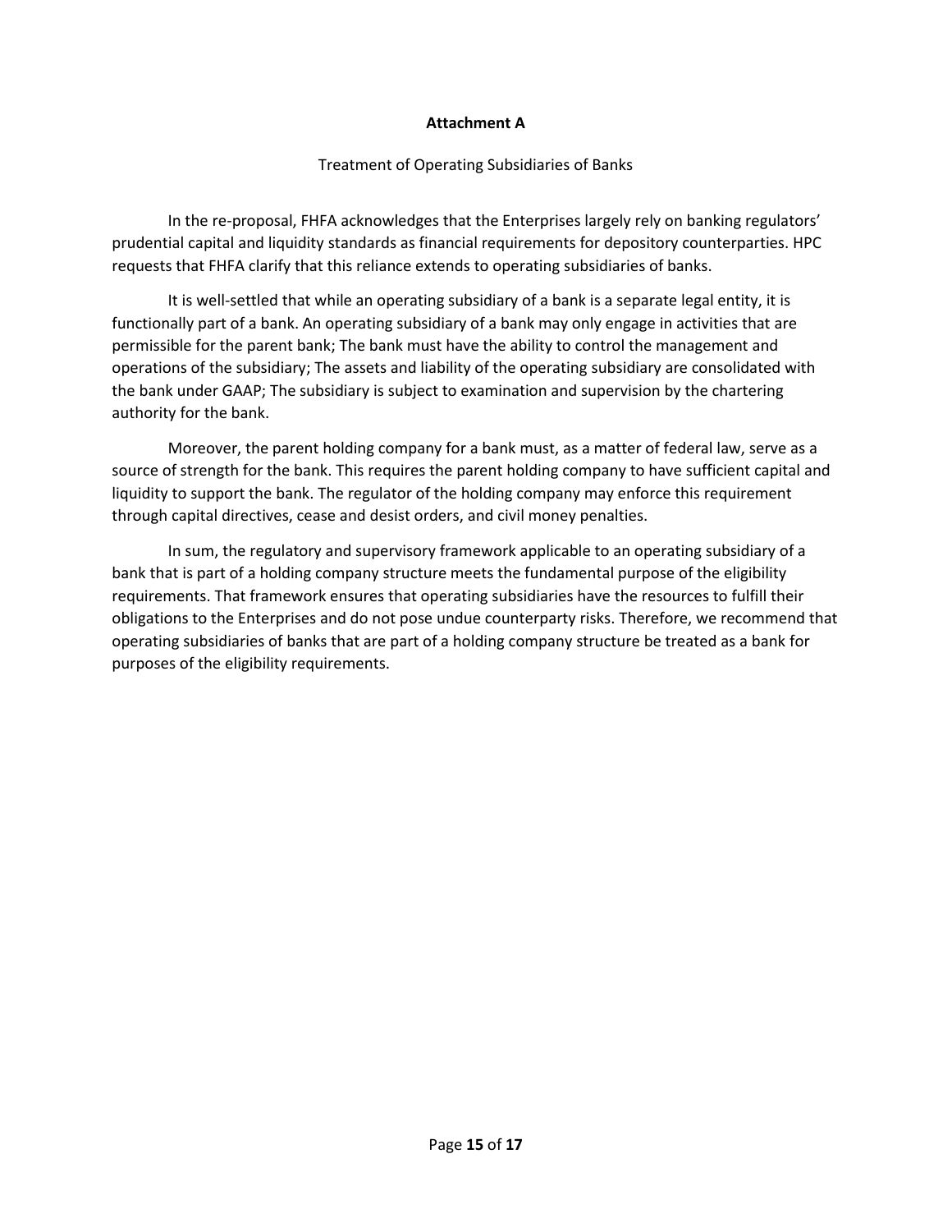# Attachment A

Treatment of Operating Subsidiaries of Banks

In the re-proposal, FHFA acknowledges that the Enterprises largely rely on banking regulators' prudential capital and liquidity standards as financial requirements for depository counterparties. HPC requests that FHFA clarify that this reliance extends to operating subsidiaries of banks.

It is well-settled that while an operating subsidiary of a bank is a separate legal entity, it is functionally part of a bank. An operating subsidiary of a bank may only engage in activities that are permissible for the parent bank; The bank must have the ability to control the management and operations of the subsidiary; The assets and liability of the operating subsidiary are consolidated with the bank under GAAP; The subsidiary is subject to examination and supervision by the chartering authority for the bank.

Moreover, the parent holding company for a bank must, as a matter of federal law, serve as a source of strength for the bank. This requires the parent holding company to have sufficient capital and liquidity to support the bank. The regulator of the holding company may enforce this requirement through capital directives, cease and desist orders, and civil money penalties.

In sum, the regulatory and supervisory framework applicable to an operating subsidiary of a bank that is part of a holding company structure meets the fundamental purpose of the eligibility requirements. That framework ensures that operating subsidiaries have the resources to fulfill their obligations to the Enterprises and do not pose undue counterparty risks. Therefore, we recommend that operating subsidiaries of banks that are part of a holding company structure be treated as a bank for purposes of the eligibility requirements.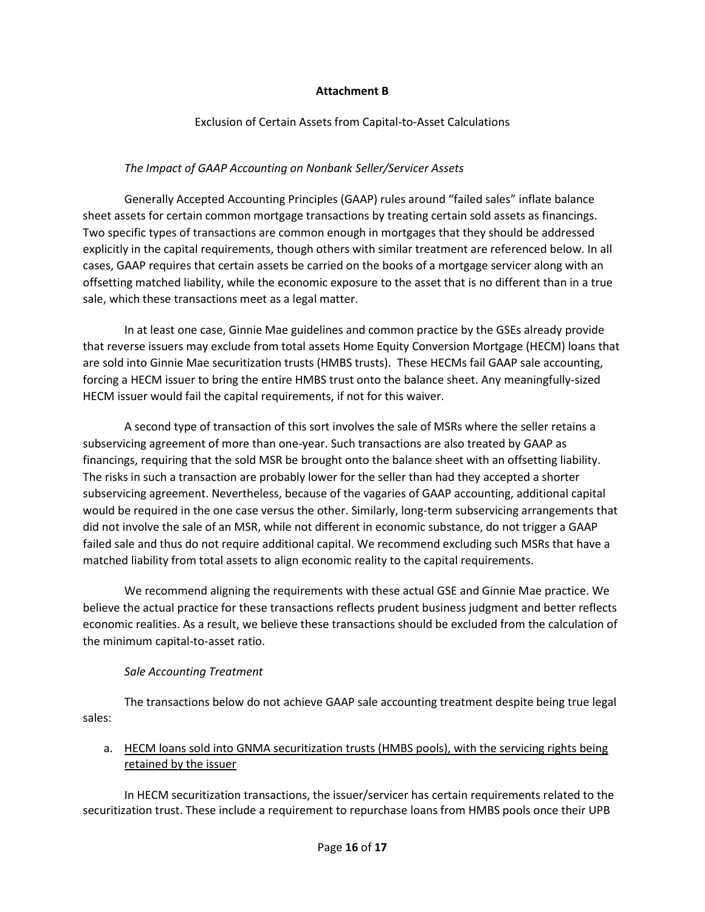**Attachment B**

Exclusion of Certain Assets from Capital-to-Asset Calculations

*The Impact of GAAP Accounting on Nonbank Seller/Servicer Assets*

Generally Accepted Accounting Principles (GAAP) rules around "failed sales" inflate balance sheet assets for certain common mortgage transactions by treating certain sold assets as financings. Two specific types of transactions are common enough in mortgages that they should be addressed explicitly in the capital requirements, though others with similar treatment are referenced below. In all cases, GAAP requires that certain assets be carried on the books of a mortgage servicer along with an offsetting matched liability, while the economic exposure to the asset that is no different than in a true sale, which these transactions meet as a legal matter.

In at least one case, Ginnie Mae guidelines and common practice by the GSEs already provide that reverse issuers may exclude from total assets Home Equity Conversion Mortgage (HECM) loans that are sold into Ginnie Mae securitization trusts (HMBS trusts). These HECMs fail GAAP sale accounting, forcing a HECM issuer to bring the entire HMBS trust onto the balance sheet. Any meaningfully-sized HECM issuer would fail the capital requirements, if not for this waiver.

A second type of transaction of this sort involves the sale of MSRs where the seller retains a subservicing agreement of more than one-year. Such transactions are also treated by GAAP as financings, requiring that the sold MSR be brought onto the balance sheet with an offsetting liability. The risks in such a transaction are probably lower for the seller than had they accepted a shorter subservicing agreement. Nevertheless, because of the vagaries of GAAP accounting, additional capital would be required in the one case versus the other. Similarly, long-term subservicing arrangements that did not involve the sale of an MSR, while not different in economic substance, do not trigger a GAAP failed sale and thus do not require additional capital. We recommend excluding such MSRs that have a matched liability from total assets to align economic reality to the capital requirements.

We recommend aligning the requirements with these actual GSE and Ginnie Mae practice. We believe the actual practice for these transactions reflects prudent business judgment and better reflects economic realities. As a result, we believe these transactions should be excluded from the calculation of the minimum capital-to-asset ratio.

*Sale Accounting Treatment*

The transactions below do not achieve GAAP sale accounting treatment despite being true legal sales:

a. <u>HECM loans sold into GNMA securitization trusts (HMBS pools), with the servicing rights being retained by the issuer</u>

In HECM securitization transactions, the issuer/servicer has certain requirements related to the securitization trust. These include a requirement to repurchase loans from HMBS pools once their UPB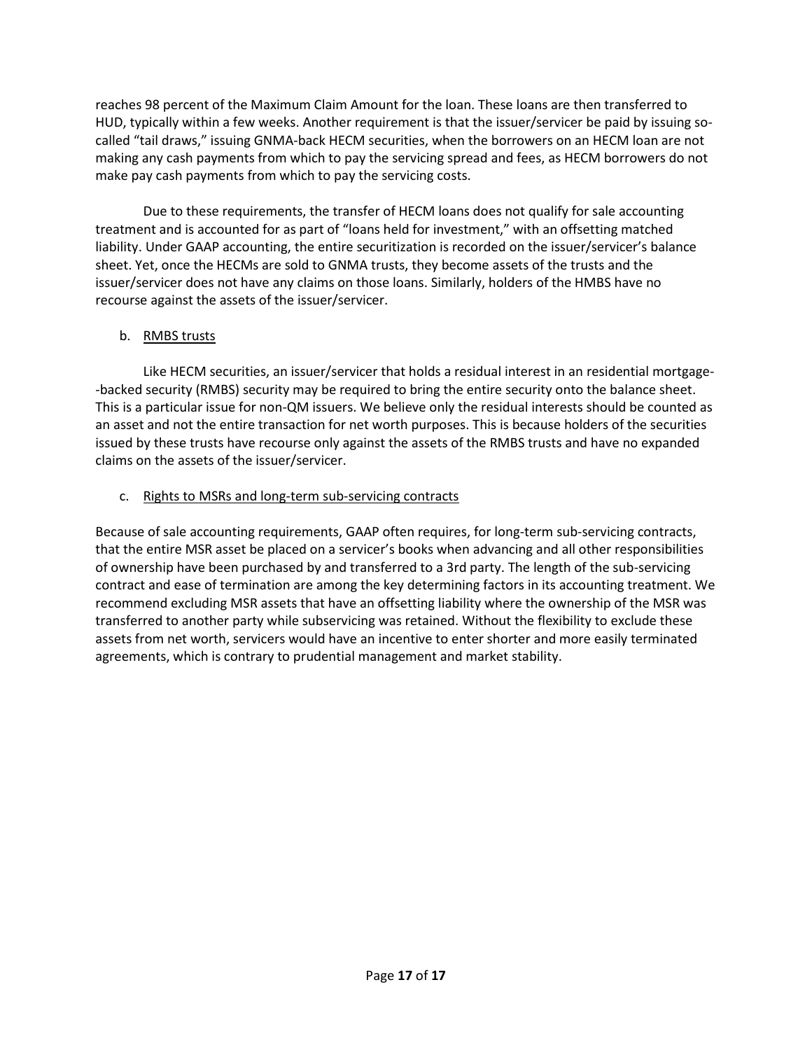reaches 98 percent of the Maximum Claim Amount for the loan. These loans are then transferred to HUD, typically within a few weeks. Another requirement is that the issuer/servicer be paid by issuing so-called "tail draws," issuing GNMA-back HECM securities, when the borrowers on an HECM loan are not making any cash payments from which to pay the servicing spread and fees, as HECM borrowers do not make pay cash payments from which to pay the servicing costs.

Due to these requirements, the transfer of HECM loans does not qualify for sale accounting treatment and is accounted for as part of "loans held for investment," with an offsetting matched liability. Under GAAP accounting, the entire securitization is recorded on the issuer/servicer's balance sheet. Yet, once the HECMs are sold to GNMA trusts, they become assets of the trusts and the issuer/servicer does not have any claims on those loans. Similarly, holders of the HMBS have no recourse against the assets of the issuer/servicer.

b. <u>RMBS trusts</u>

Like HECM securities, an issuer/servicer that holds a residual interest in an residential mortgage--backed security (RMBS) security may be required to bring the entire security onto the balance sheet. This is a particular issue for non-QM issuers. We believe only the residual interests should be counted as an asset and not the entire transaction for net worth purposes. This is because holders of the securities issued by these trusts have recourse only against the assets of the RMBS trusts and have no expanded claims on the assets of the issuer/servicer.

c. <u>Rights to MSRs and long-term sub-servicing contracts</u>

Because of sale accounting requirements, GAAP often requires, for long-term sub-servicing contracts, that the entire MSR asset be placed on a servicer's books when advancing and all other responsibilities of ownership have been purchased by and transferred to a 3rd party. The length of the sub-servicing contract and ease of termination are among the key determining factors in its accounting treatment. We recommend excluding MSR assets that have an offsetting liability where the ownership of the MSR was transferred to another party while subservicing was retained. Without the flexibility to exclude these assets from net worth, servicers would have an incentive to enter shorter and more easily terminated agreements, which is contrary to prudential management and market stability.